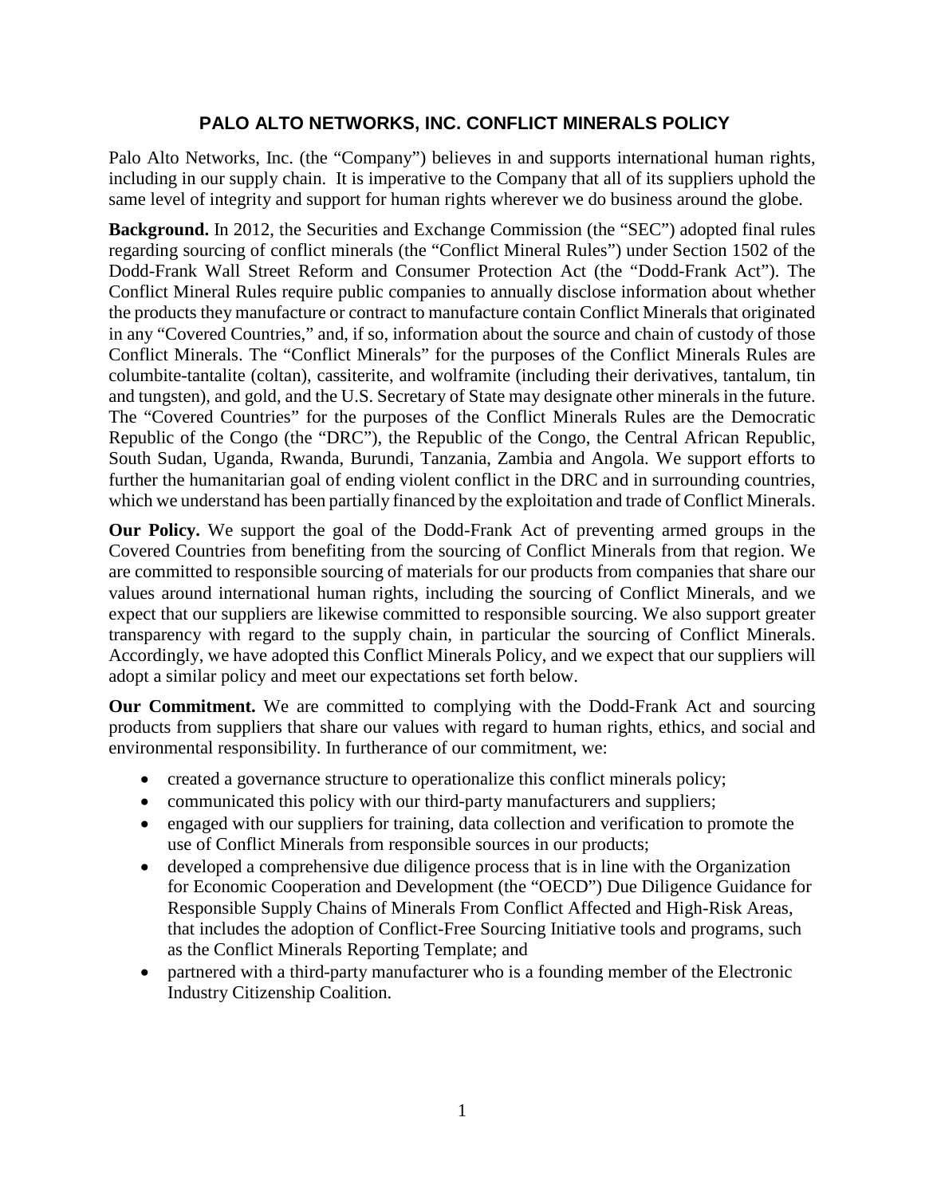# PALO ALTO NETWORKS, INC. CONFLICT MINERALS POLICY

Palo Alto Networks, Inc. (the "Company") believes in and supports international human rights, including in our supply chain. It is imperative to the Company that all of its suppliers uphold the same level of integrity and support for human rights wherever we do business around the globe.

**Background.** In 2012, the Securities and Exchange Commission (the "SEC") adopted final rules regarding sourcing of conflict minerals (the "Conflict Mineral Rules") under Section 1502 of the Dodd-Frank Wall Street Reform and Consumer Protection Act (the "Dodd-Frank Act"). The Conflict Mineral Rules require public companies to annually disclose information about whether the products they manufacture or contract to manufacture contain Conflict Minerals that originated in any "Covered Countries," and, if so, information about the source and chain of custody of those Conflict Minerals. The "Conflict Minerals" for the purposes of the Conflict Minerals Rules are columbite-tantalite (coltan), cassiterite, and wolframite (including their derivatives, tantalum, tin and tungsten), and gold, and the U.S. Secretary of State may designate other minerals in the future. The "Covered Countries" for the purposes of the Conflict Minerals Rules are the Democratic Republic of the Congo (the "DRC"), the Republic of the Congo, the Central African Republic, South Sudan, Uganda, Rwanda, Burundi, Tanzania, Zambia and Angola. We support efforts to further the humanitarian goal of ending violent conflict in the DRC and in surrounding countries, which we understand has been partially financed by the exploitation and trade of Conflict Minerals.

**Our Policy.** We support the goal of the Dodd-Frank Act of preventing armed groups in the Covered Countries from benefiting from the sourcing of Conflict Minerals from that region. We are committed to responsible sourcing of materials for our products from companies that share our values around international human rights, including the sourcing of Conflict Minerals, and we expect that our suppliers are likewise committed to responsible sourcing. We also support greater transparency with regard to the supply chain, in particular the sourcing of Conflict Minerals. Accordingly, we have adopted this Conflict Minerals Policy, and we expect that our suppliers will adopt a similar policy and meet our expectations set forth below.

**Our Commitment.** We are committed to complying with the Dodd-Frank Act and sourcing products from suppliers that share our values with regard to human rights, ethics, and social and environmental responsibility. In furtherance of our commitment, we:

- created a governance structure to operationalize this conflict minerals policy;
- communicated this policy with our third-party manufacturers and suppliers;
- engaged with our suppliers for training, data collection and verification to promote the use of Conflict Minerals from responsible sources in our products;
- developed a comprehensive due diligence process that is in line with the Organization for Economic Cooperation and Development (the "OECD") Due Diligence Guidance for Responsible Supply Chains of Minerals From Conflict Affected and High-Risk Areas, that includes the adoption of Conflict-Free Sourcing Initiative tools and programs, such as the Conflict Minerals Reporting Template; and
- partnered with a third-party manufacturer who is a founding member of the Electronic Industry Citizenship Coalition.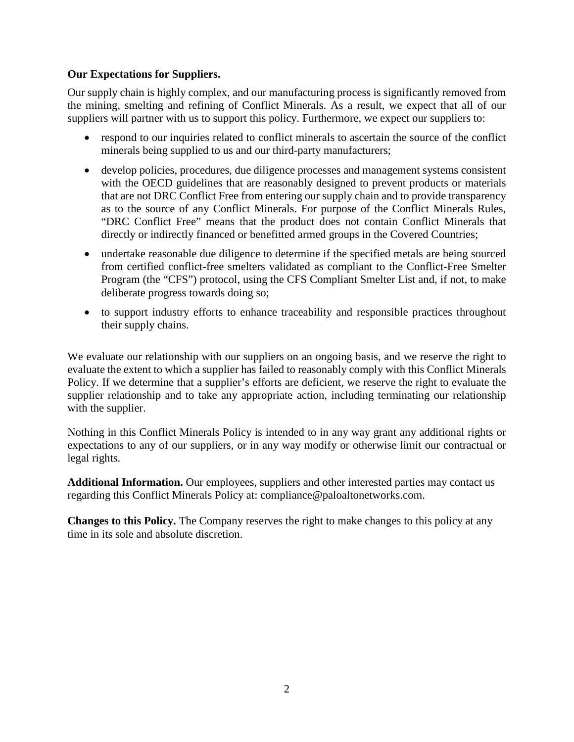**Our Expectations for Suppliers.**

Our supply chain is highly complex, and our manufacturing process is significantly removed from the mining, smelting and refining of Conflict Minerals. As a result, we expect that all of our suppliers will partner with us to support this policy. Furthermore, we expect our suppliers to:

- respond to our inquiries related to conflict minerals to ascertain the source of the conflict minerals being supplied to us and our third-party manufacturers;
- develop policies, procedures, due diligence processes and management systems consistent with the OECD guidelines that are reasonably designed to prevent products or materials that are not DRC Conflict Free from entering our supply chain and to provide transparency as to the source of any Conflict Minerals. For purpose of the Conflict Minerals Rules, "DRC Conflict Free" means that the product does not contain Conflict Minerals that directly or indirectly financed or benefitted armed groups in the Covered Countries;
- undertake reasonable due diligence to determine if the specified metals are being sourced from certified conflict-free smelters validated as compliant to the Conflict-Free Smelter Program (the "CFS") protocol, using the CFS Compliant Smelter List and, if not, to make deliberate progress towards doing so;
- to support industry efforts to enhance traceability and responsible practices throughout their supply chains.

We evaluate our relationship with our suppliers on an ongoing basis, and we reserve the right to evaluate the extent to which a supplier has failed to reasonably comply with this Conflict Minerals Policy. If we determine that a supplier's efforts are deficient, we reserve the right to evaluate the supplier relationship and to take any appropriate action, including terminating our relationship with the supplier.

Nothing in this Conflict Minerals Policy is intended to in any way grant any additional rights or expectations to any of our suppliers, or in any way modify or otherwise limit our contractual or legal rights.

**Additional Information.** Our employees, suppliers and other interested parties may contact us regarding this Conflict Minerals Policy at: compliance@paloaltonetworks.com.

**Changes to this Policy.** The Company reserves the right to make changes to this policy at any time in its sole and absolute discretion.